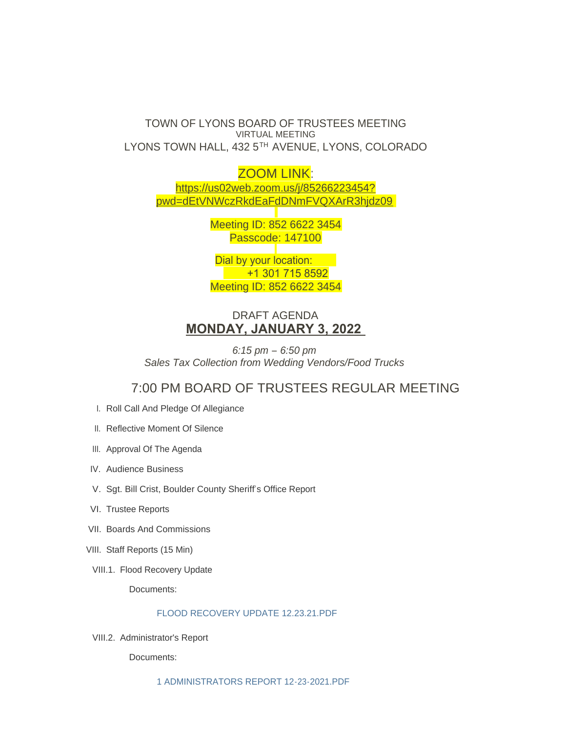TOWN OF LYONS BOARD OF TRUSTEES MEETING

VIRTUAL MEETING

LYONS TOWN HALL, 432 5TH AVENUE, LYONS, COLORADO

ZOOM LINK:

https://us02web.zoom.us/j/85266223454?pwd=dEtVNWczRkdEaFdDNmFVQXArR3hjdz09

Meeting ID: 852 6622 3454

Passcode: 147100

Dial by your location:

+1 301 715 8592

Meeting ID: 852 6622 3454

DRAFT AGENDA

**MONDAY, JANUARY 3, 2022**

*6:15 pm – 6:50 pm*

*Sales Tax Collection from Wedding Vendors/Food Trucks*

## 7:00 PM BOARD OF TRUSTEES REGULAR MEETING

I. Roll Call And Pledge Of Allegiance

II. Reflective Moment Of Silence

III. Approval Of The Agenda

IV. Audience Business

V. Sgt. Bill Crist, Boulder County Sheriff's Office Report

VI. Trustee Reports

VII. Boards And Commissions

VIII. Staff Reports (15 Min)

VIII.1. Flood Recovery Update

Documents:

FLOOD RECOVERY UPDATE 12.23.21.PDF

VIII.2. Administrator's Report

Documents:

1 ADMINISTRATORS REPORT 12-23-2021.PDF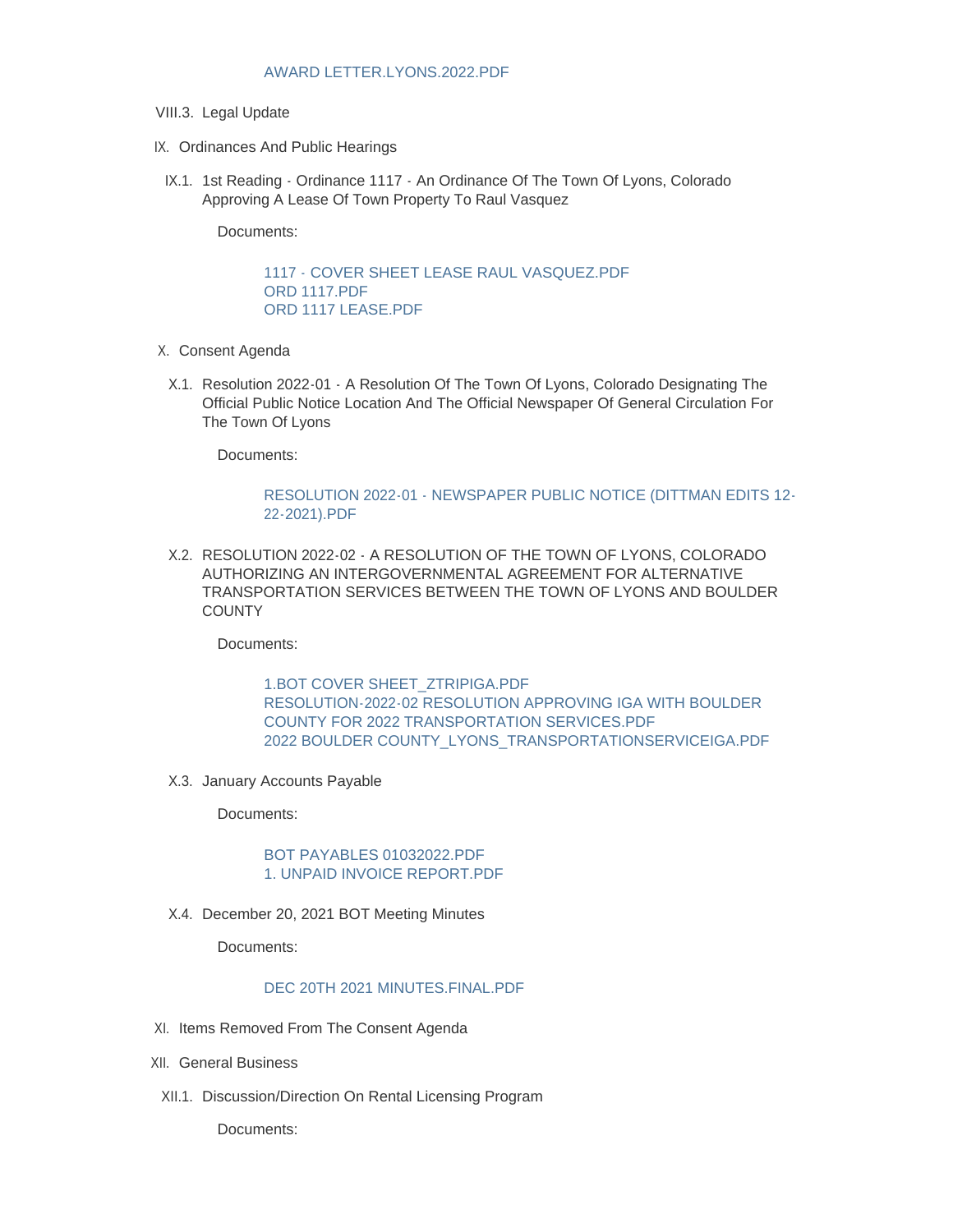AWARD LETTER.LYONS.2022.PDF

VIII.3. Legal Update

IX. Ordinances And Public Hearings

IX.1. 1st Reading - Ordinance 1117 - An Ordinance Of The Town Of Lyons, Colorado Approving A Lease Of Town Property To Raul Vasquez

Documents:

1117 - COVER SHEET LEASE RAUL VASQUEZ.PDF
ORD 1117.PDF
ORD 1117 LEASE.PDF

X. Consent Agenda

X.1. Resolution 2022-01 - A Resolution Of The Town Of Lyons, Colorado Designating The Official Public Notice Location And The Official Newspaper Of General Circulation For The Town Of Lyons

Documents:

RESOLUTION 2022-01 - NEWSPAPER PUBLIC NOTICE (DITTMAN EDITS 12-22-2021).PDF

X.2. RESOLUTION 2022-02 - A RESOLUTION OF THE TOWN OF LYONS, COLORADO AUTHORIZING AN INTERGOVERNMENTAL AGREEMENT FOR ALTERNATIVE TRANSPORTATION SERVICES BETWEEN THE TOWN OF LYONS AND BOULDER COUNTY

Documents:

1.BOT COVER SHEET_ZTRIPIGA.PDF
RESOLUTION-2022-02 RESOLUTION APPROVING IGA WITH BOULDER COUNTY FOR 2022 TRANSPORTATION SERVICES.PDF
2022 BOULDER COUNTY_LYONS_TRANSPORTATIONSERVICEIGA.PDF

X.3. January Accounts Payable

Documents:

BOT PAYABLES 01032022.PDF
1. UNPAID INVOICE REPORT.PDF

X.4. December 20, 2021 BOT Meeting Minutes

Documents:

DEC 20TH 2021 MINUTES.FINAL.PDF

XI. Items Removed From The Consent Agenda

XII. General Business

XII.1. Discussion/Direction On Rental Licensing Program

Documents: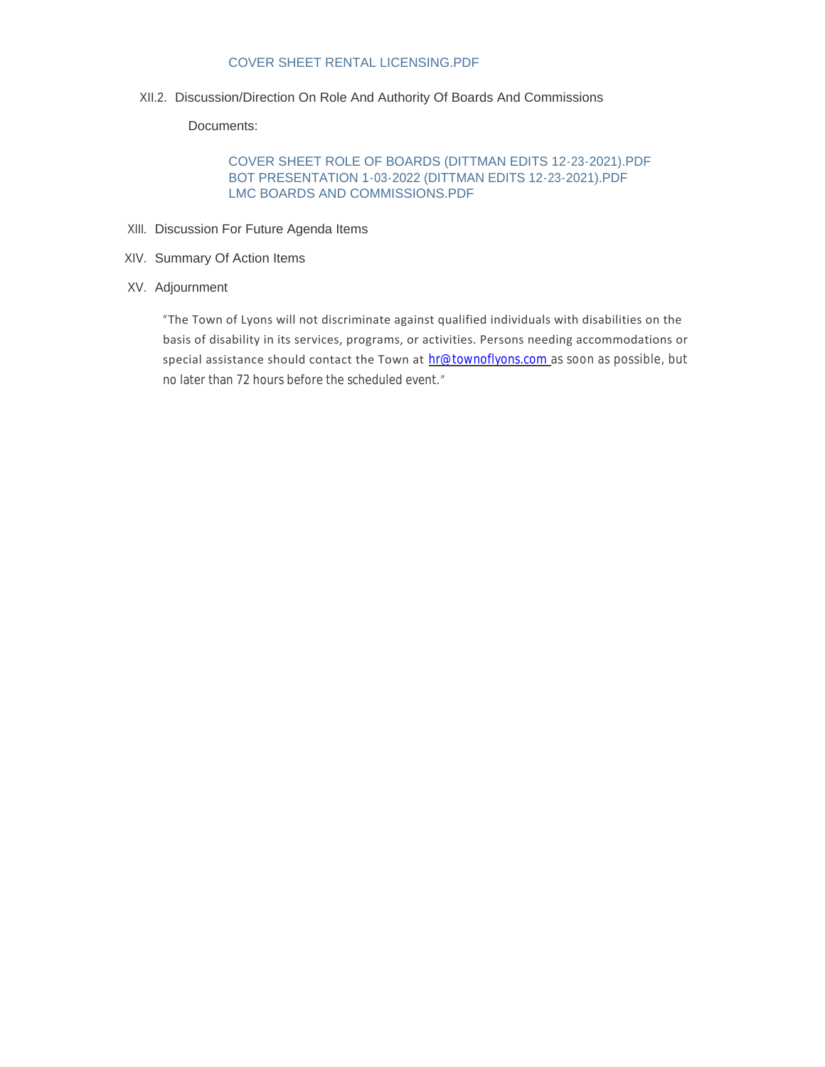COVER SHEET RENTAL LICENSING.PDF

XII.2. Discussion/Direction On Role And Authority Of Boards And Commissions

Documents:

COVER SHEET ROLE OF BOARDS (DITTMAN EDITS 12-23-2021).PDF
BOT PRESENTATION 1-03-2022 (DITTMAN EDITS 12-23-2021).PDF
LMC BOARDS AND COMMISSIONS.PDF

XIII. Discussion For Future Agenda Items

XIV. Summary Of Action Items

XV. Adjournment

"The Town of Lyons will not discriminate against qualified individuals with disabilities on the basis of disability in its services, programs, or activities. Persons needing accommodations or special assistance should contact the Town at hr@townoflyons.com as soon as possible, but no later than 72 hours before the scheduled event."